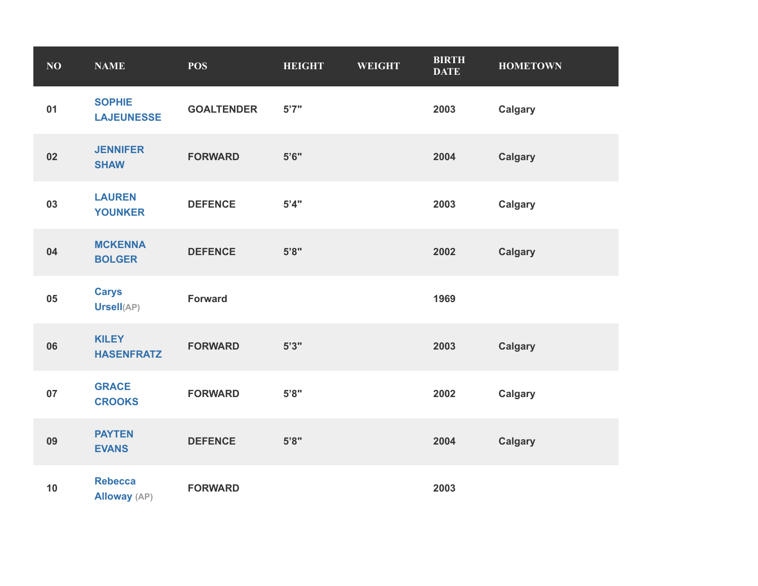| NO | NAME | POS | HEIGHT | WEIGHT | BIRTH DATE | HOMETOWN |
|---|---|---|---|---|---|---|
| 01 | SOPHIE LAJEUNESSE | GOALTENDER | 5'7" | | 2003 | Calgary |
| 02 | JENNIFER SHAW | FORWARD | 5'6" | | 2004 | Calgary |
| 03 | LAUREN YOUNKER | DEFENCE | 5'4" | | 2003 | Calgary |
| 04 | MCKENNA BOLGER | DEFENCE | 5'8" | | 2002 | Calgary |
| 05 | Carys Ursell(AP) | Forward | | | 1969 | |
| 06 | KILEY HASENFRATZ | FORWARD | 5'3" | | 2003 | Calgary |
| 07 | GRACE CROOKS | FORWARD | 5'8" | | 2002 | Calgary |
| 09 | PAYTEN EVANS | DEFENCE | 5'8" | | 2004 | Calgary |
| 10 | Rebecca Alloway (AP) | FORWARD | | | 2003 | |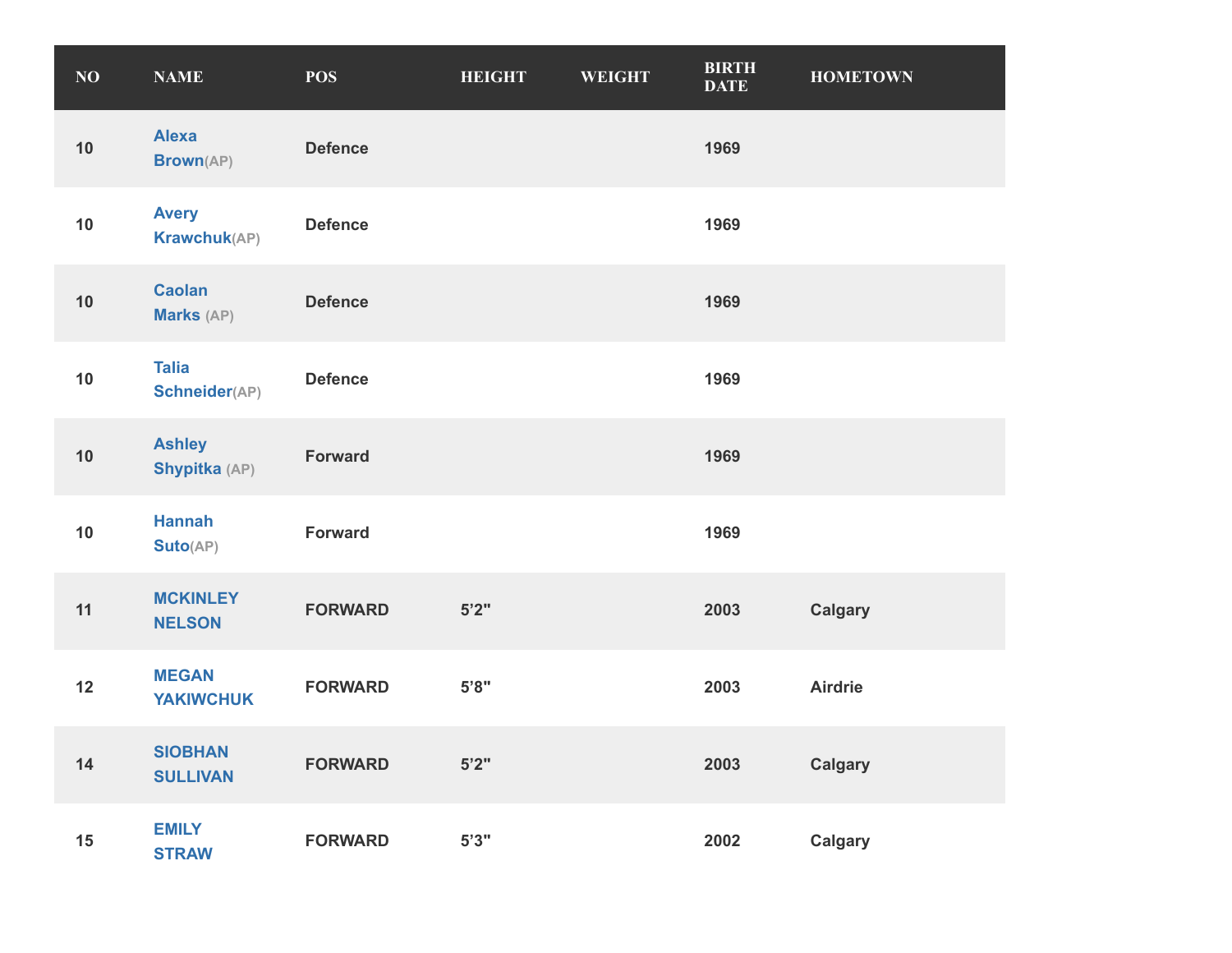| NO | NAME | POS | HEIGHT | WEIGHT | BIRTH DATE | HOMETOWN |
|---|---|---|---|---|---|---|
| 10 | Alexa Brown(AP) | Defence | | | 1969 | |
| 10 | Avery Krawchuk(AP) | Defence | | | 1969 | |
| 10 | Caolan Marks (AP) | Defence | | | 1969 | |
| 10 | Talia Schneider(AP) | Defence | | | 1969 | |
| 10 | Ashley Shypitka (AP) | Forward | | | 1969 | |
| 10 | Hannah Suto(AP) | Forward | | | 1969 | |
| 11 | MCKINLEY NELSON | FORWARD | 5’2" | | 2003 | Calgary |
| 12 | MEGAN YAKIWCHUK | FORWARD | 5’8" | | 2003 | Airdrie |
| 14 | SIOBHAN SULLIVAN | FORWARD | 5’2" | | 2003 | Calgary |
| 15 | EMILY STRAW | FORWARD | 5’3" | | 2002 | Calgary |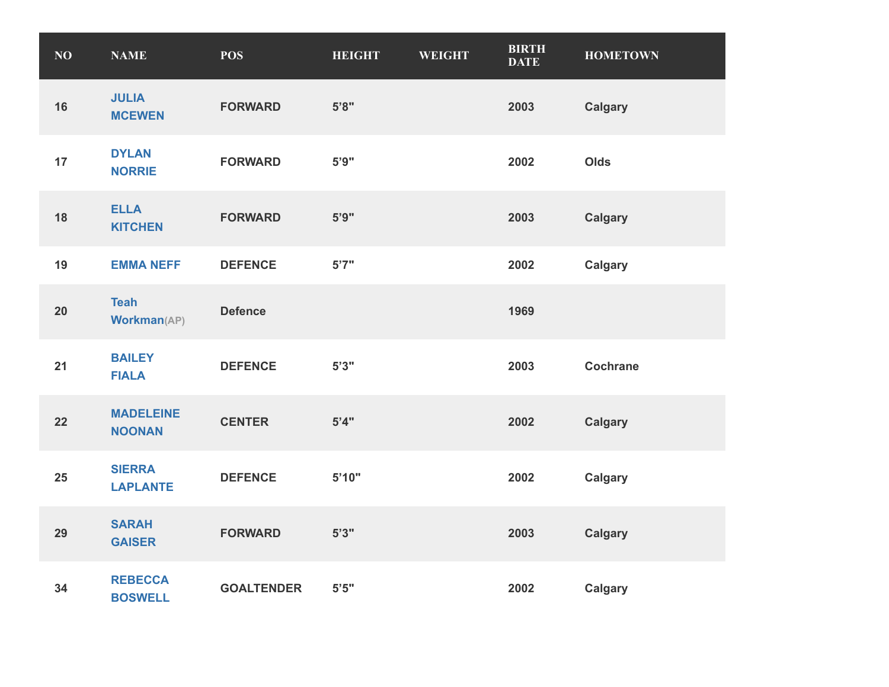| NO | NAME | POS | HEIGHT | WEIGHT | BIRTH DATE | HOMETOWN |
|---|---|---|---|---|---|---|
| 16 | JULIA MCEWEN | FORWARD | 5’8" | | 2003 | Calgary |
| 17 | DYLAN NORRIE | FORWARD | 5’9" | | 2002 | Olds |
| 18 | ELLA KITCHEN | FORWARD | 5’9" | | 2003 | Calgary |
| 19 | EMMA NEFF | DEFENCE | 5’7" | | 2002 | Calgary |
| 20 | Teah Workman(AP) | Defence | | | 1969 | |
| 21 | BAILEY FIALA | DEFENCE | 5’3" | | 2003 | Cochrane |
| 22 | MADELEINE NOONAN | CENTER | 5’4" | | 2002 | Calgary |
| 25 | SIERRA LAPLANTE | DEFENCE | 5’10" | | 2002 | Calgary |
| 29 | SARAH GAISER | FORWARD | 5’3" | | 2003 | Calgary |
| 34 | REBECCA BOSWELL | GOALTENDER | 5’5" | | 2002 | Calgary |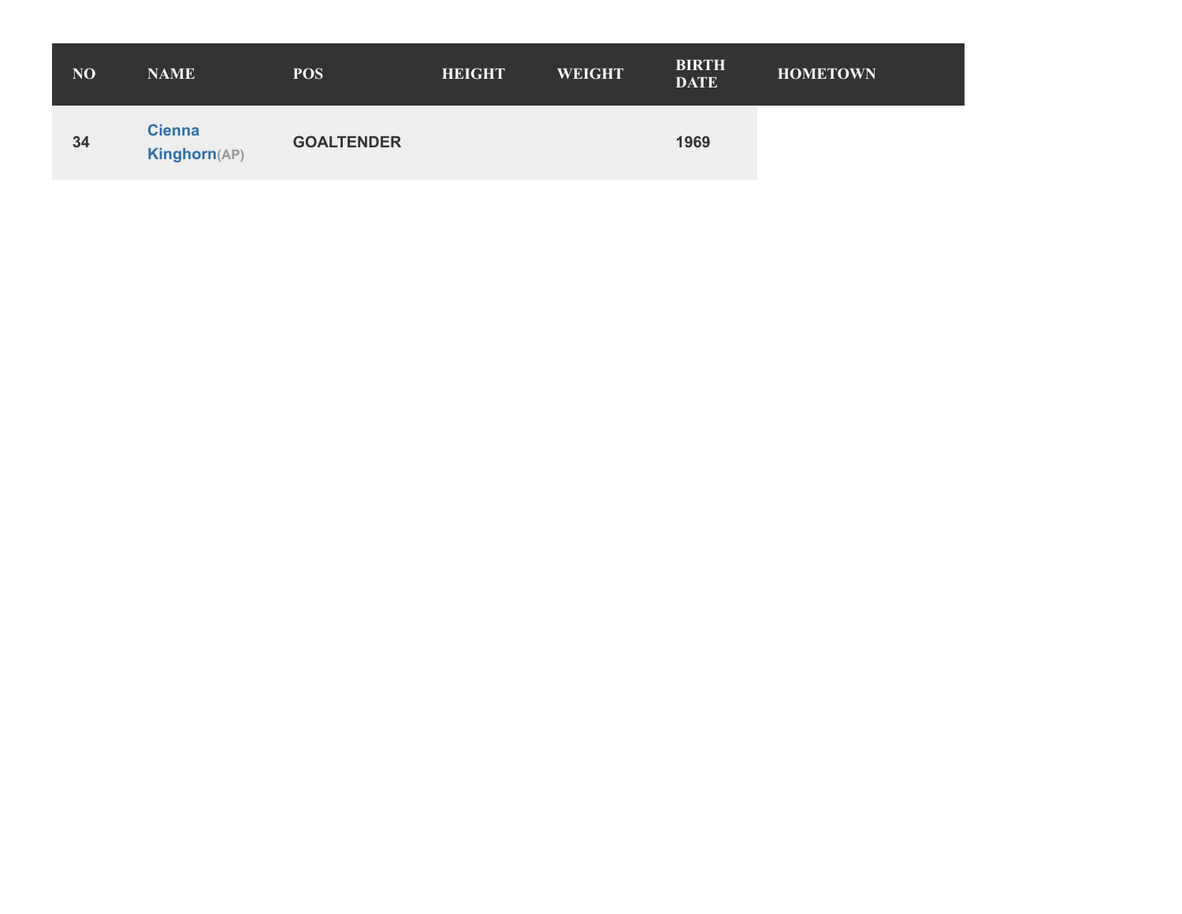| NO | NAME | POS | HEIGHT | WEIGHT | BIRTH DATE | HOMETOWN |
|---|---|---|---|---|---|---|
| 34 | Cienna Kinghorn(AP) | GOALTENDER | | | 1969 | |